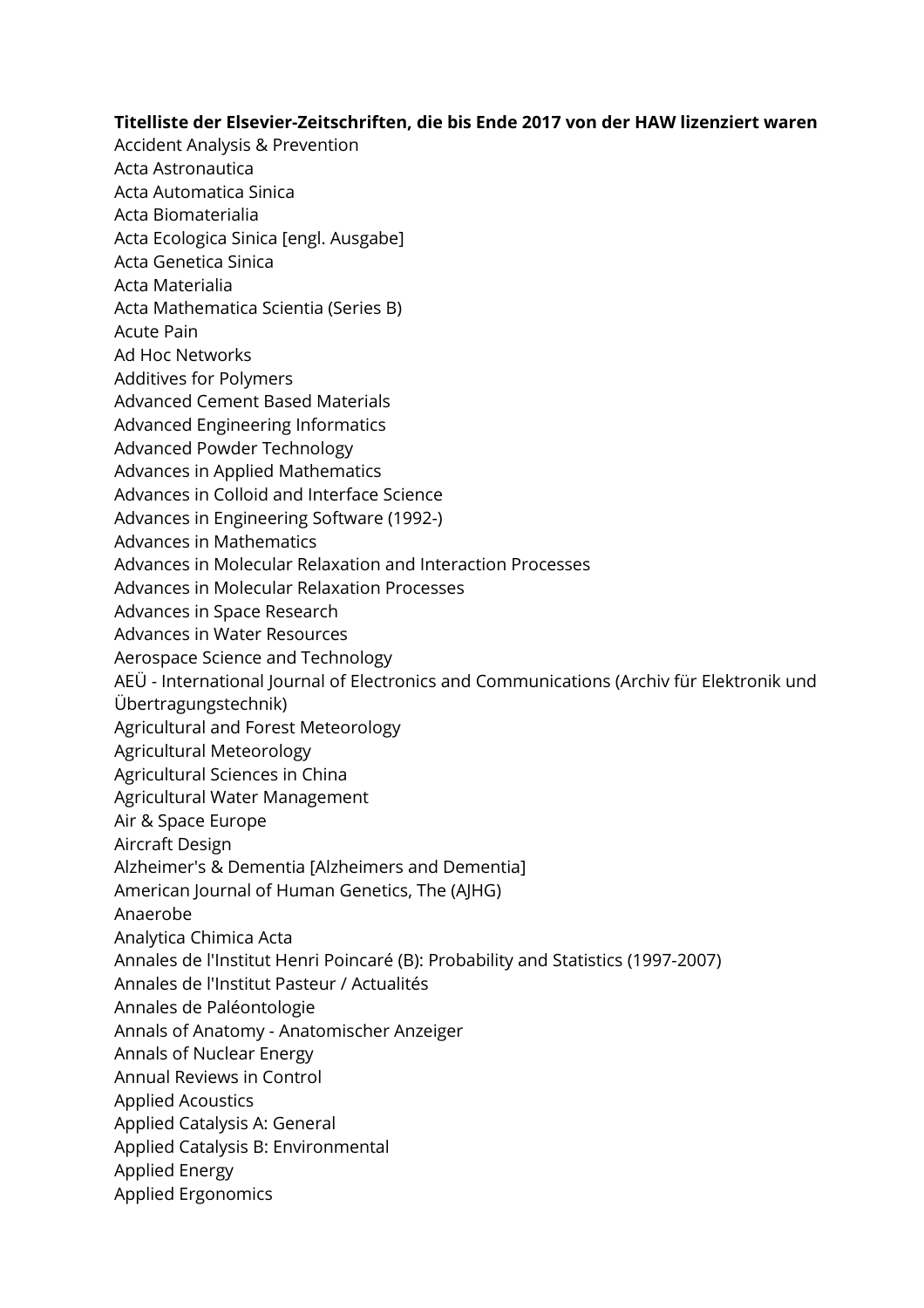**Titelliste der Elsevier-Zeitschriften, die bis Ende 2017 von der HAW lizenziert waren**

Accident Analysis & Prevention
Acta Astronautica
Acta Automatica Sinica
Acta Biomaterialia
Acta Ecologica Sinica [engl. Ausgabe]
Acta Genetica Sinica
Acta Materialia
Acta Mathematica Scientia (Series B)
Acute Pain
Ad Hoc Networks
Additives for Polymers
Advanced Cement Based Materials
Advanced Engineering Informatics
Advanced Powder Technology
Advances in Applied Mathematics
Advances in Colloid and Interface Science
Advances in Engineering Software (1992-)
Advances in Mathematics
Advances in Molecular Relaxation and Interaction Processes
Advances in Molecular Relaxation Processes
Advances in Space Research
Advances in Water Resources
Aerospace Science and Technology
AEÜ - International Journal of Electronics and Communications (Archiv für Elektronik und Übertragungstechnik)
Agricultural and Forest Meteorology
Agricultural Meteorology
Agricultural Sciences in China
Agricultural Water Management
Air & Space Europe
Aircraft Design
Alzheimer's & Dementia [Alzheimers and Dementia]
American Journal of Human Genetics, The (AJHG)
Anaerobe
Analytica Chimica Acta
Annales de l'Institut Henri Poincaré (B): Probability and Statistics (1997-2007)
Annales de l'Institut Pasteur / Actualités
Annales de Paléontologie
Annals of Anatomy - Anatomischer Anzeiger
Annals of Nuclear Energy
Annual Reviews in Control
Applied Acoustics
Applied Catalysis A: General
Applied Catalysis B: Environmental
Applied Energy
Applied Ergonomics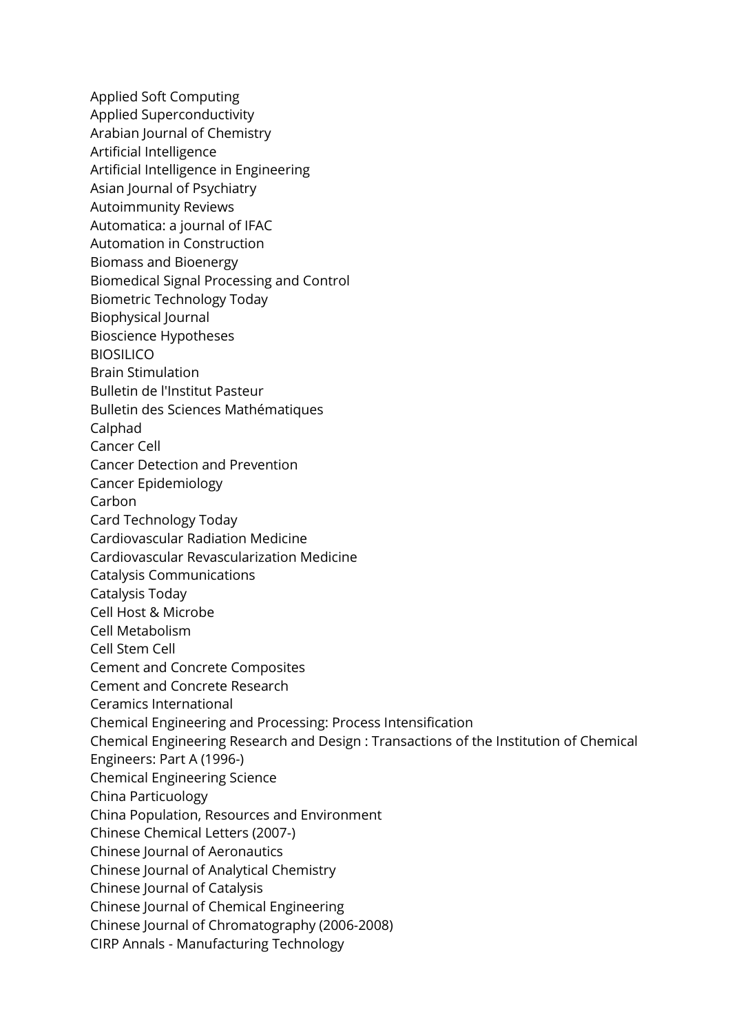Applied Soft Computing
Applied Superconductivity
Arabian Journal of Chemistry
Artificial Intelligence
Artificial Intelligence in Engineering
Asian Journal of Psychiatry
Autoimmunity Reviews
Automatica: a journal of IFAC
Automation in Construction
Biomass and Bioenergy
Biomedical Signal Processing and Control
Biometric Technology Today
Biophysical Journal
Bioscience Hypotheses
BIOSILICO
Brain Stimulation
Bulletin de l'Institut Pasteur
Bulletin des Sciences Mathématiques
Calphad
Cancer Cell
Cancer Detection and Prevention
Cancer Epidemiology
Carbon
Card Technology Today
Cardiovascular Radiation Medicine
Cardiovascular Revascularization Medicine
Catalysis Communications
Catalysis Today
Cell Host & Microbe
Cell Metabolism
Cell Stem Cell
Cement and Concrete Composites
Cement and Concrete Research
Ceramics International
Chemical Engineering and Processing: Process Intensification
Chemical Engineering Research and Design : Transactions of the Institution of Chemical Engineers: Part A (1996-)
Chemical Engineering Science
China Particuology
China Population, Resources and Environment
Chinese Chemical Letters (2007-)
Chinese Journal of Aeronautics
Chinese Journal of Analytical Chemistry
Chinese Journal of Catalysis
Chinese Journal of Chemical Engineering
Chinese Journal of Chromatography (2006-2008)
CIRP Annals - Manufacturing Technology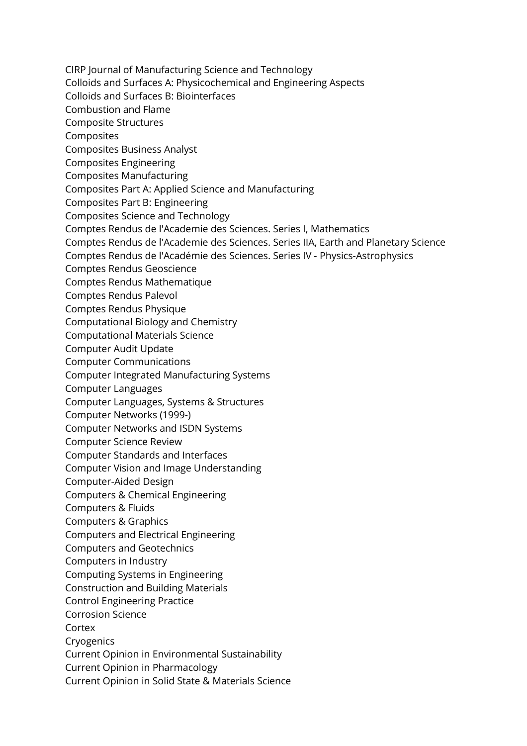CIRP Journal of Manufacturing Science and Technology
Colloids and Surfaces A: Physicochemical and Engineering Aspects
Colloids and Surfaces B: Biointerfaces
Combustion and Flame
Composite Structures
Composites
Composites Business Analyst
Composites Engineering
Composites Manufacturing
Composites Part A: Applied Science and Manufacturing
Composites Part B: Engineering
Composites Science and Technology
Comptes Rendus de l'Academie des Sciences. Series I, Mathematics
Comptes Rendus de l'Academie des Sciences. Series IIA, Earth and Planetary Science
Comptes Rendus de l'Académie des Sciences. Series IV - Physics-Astrophysics
Comptes Rendus Geoscience
Comptes Rendus Mathematique
Comptes Rendus Palevol
Comptes Rendus Physique
Computational Biology and Chemistry
Computational Materials Science
Computer Audit Update
Computer Communications
Computer Integrated Manufacturing Systems
Computer Languages
Computer Languages, Systems & Structures
Computer Networks (1999-)
Computer Networks and ISDN Systems
Computer Science Review
Computer Standards and Interfaces
Computer Vision and Image Understanding
Computer-Aided Design
Computers & Chemical Engineering
Computers & Fluids
Computers & Graphics
Computers and Electrical Engineering
Computers and Geotechnics
Computers in Industry
Computing Systems in Engineering
Construction and Building Materials
Control Engineering Practice
Corrosion Science
Cortex
Cryogenics
Current Opinion in Environmental Sustainability
Current Opinion in Pharmacology
Current Opinion in Solid State & Materials Science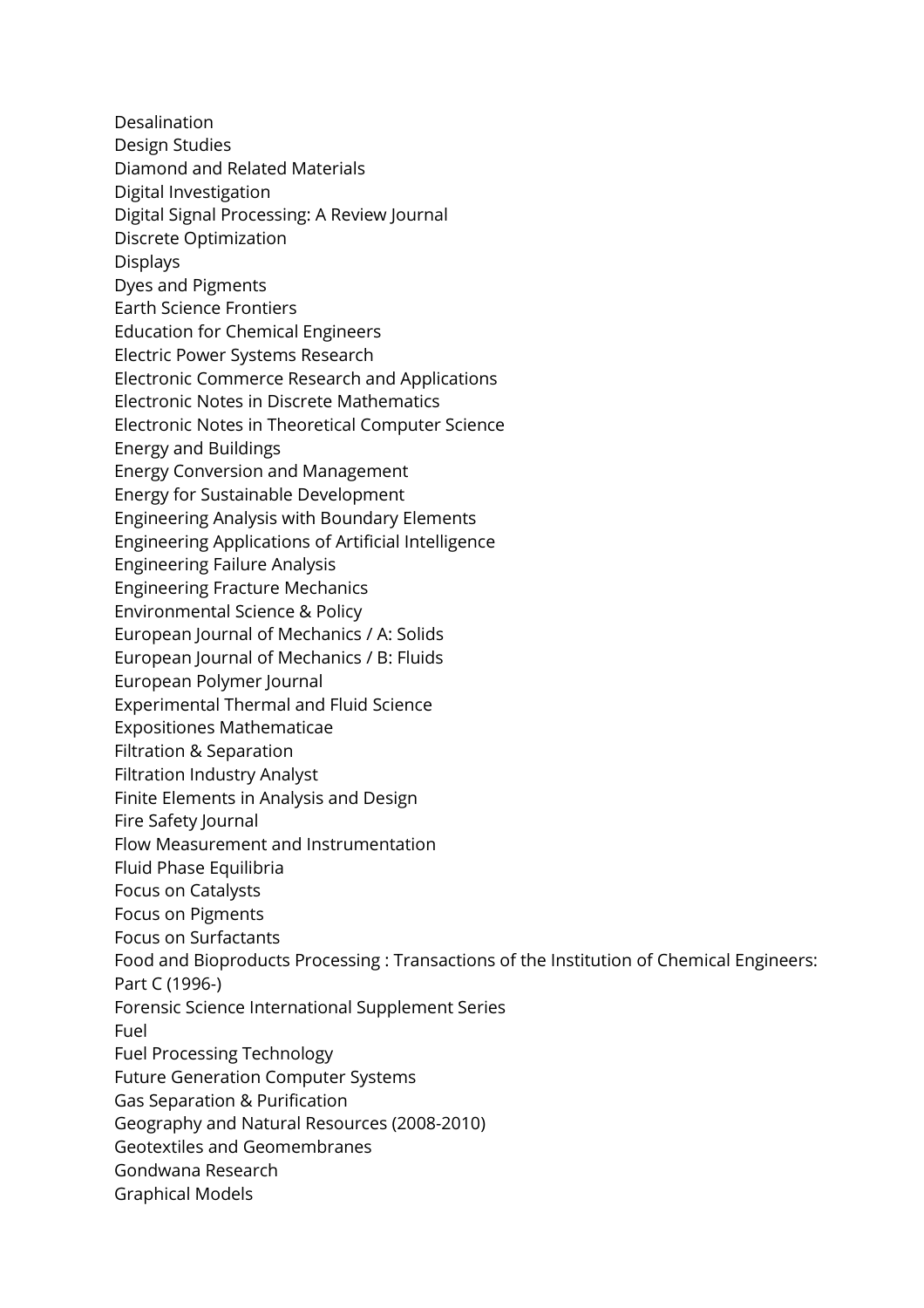Desalination
Design Studies
Diamond and Related Materials
Digital Investigation
Digital Signal Processing: A Review Journal
Discrete Optimization
Displays
Dyes and Pigments
Earth Science Frontiers
Education for Chemical Engineers
Electric Power Systems Research
Electronic Commerce Research and Applications
Electronic Notes in Discrete Mathematics
Electronic Notes in Theoretical Computer Science
Energy and Buildings
Energy Conversion and Management
Energy for Sustainable Development
Engineering Analysis with Boundary Elements
Engineering Applications of Artificial Intelligence
Engineering Failure Analysis
Engineering Fracture Mechanics
Environmental Science & Policy
European Journal of Mechanics / A: Solids
European Journal of Mechanics / B: Fluids
European Polymer Journal
Experimental Thermal and Fluid Science
Expositiones Mathematicae
Filtration & Separation
Filtration Industry Analyst
Finite Elements in Analysis and Design
Fire Safety Journal
Flow Measurement and Instrumentation
Fluid Phase Equilibria
Focus on Catalysts
Focus on Pigments
Focus on Surfactants
Food and Bioproducts Processing : Transactions of the Institution of Chemical Engineers: Part C (1996-)
Forensic Science International Supplement Series
Fuel
Fuel Processing Technology
Future Generation Computer Systems
Gas Separation & Purification
Geography and Natural Resources (2008-2010)
Geotextiles and Geomembranes
Gondwana Research
Graphical Models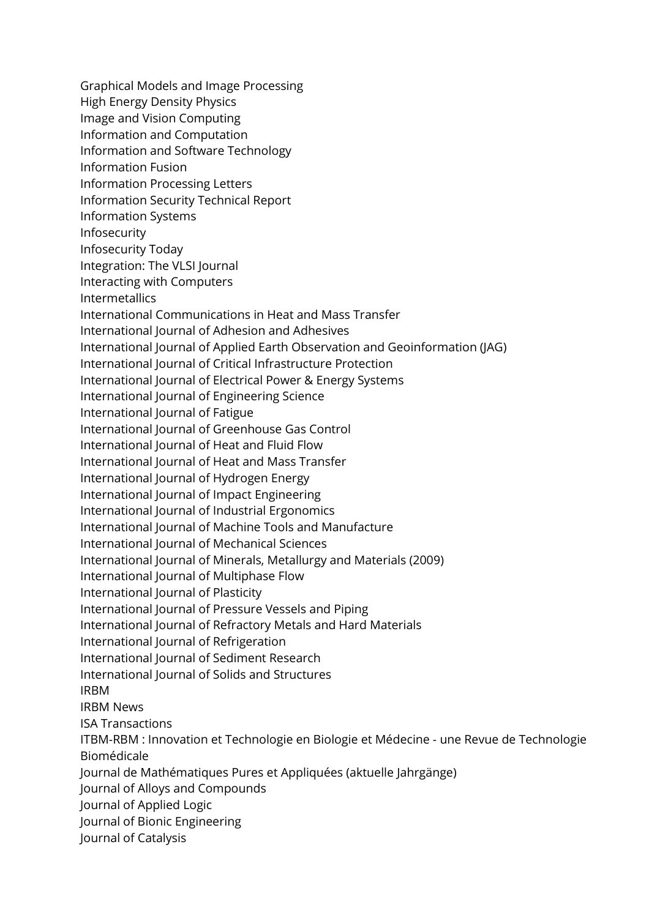Graphical Models and Image Processing
High Energy Density Physics
Image and Vision Computing
Information and Computation
Information and Software Technology
Information Fusion
Information Processing Letters
Information Security Technical Report
Information Systems
Infosecurity
Infosecurity Today
Integration: The VLSI Journal
Interacting with Computers
Intermetallics
International Communications in Heat and Mass Transfer
International Journal of Adhesion and Adhesives
International Journal of Applied Earth Observation and Geoinformation (JAG)
International Journal of Critical Infrastructure Protection
International Journal of Electrical Power & Energy Systems
International Journal of Engineering Science
International Journal of Fatigue
International Journal of Greenhouse Gas Control
International Journal of Heat and Fluid Flow
International Journal of Heat and Mass Transfer
International Journal of Hydrogen Energy
International Journal of Impact Engineering
International Journal of Industrial Ergonomics
International Journal of Machine Tools and Manufacture
International Journal of Mechanical Sciences
International Journal of Minerals, Metallurgy and Materials (2009)
International Journal of Multiphase Flow
International Journal of Plasticity
International Journal of Pressure Vessels and Piping
International Journal of Refractory Metals and Hard Materials
International Journal of Refrigeration
International Journal of Sediment Research
International Journal of Solids and Structures
IRBM
IRBM News
ISA Transactions
ITBM-RBM : Innovation et Technologie en Biologie et Médecine - une Revue de Technologie Biomédicale
Journal de Mathématiques Pures et Appliquées (aktuelle Jahrgänge)
Journal of Alloys and Compounds
Journal of Applied Logic
Journal of Bionic Engineering
Journal of Catalysis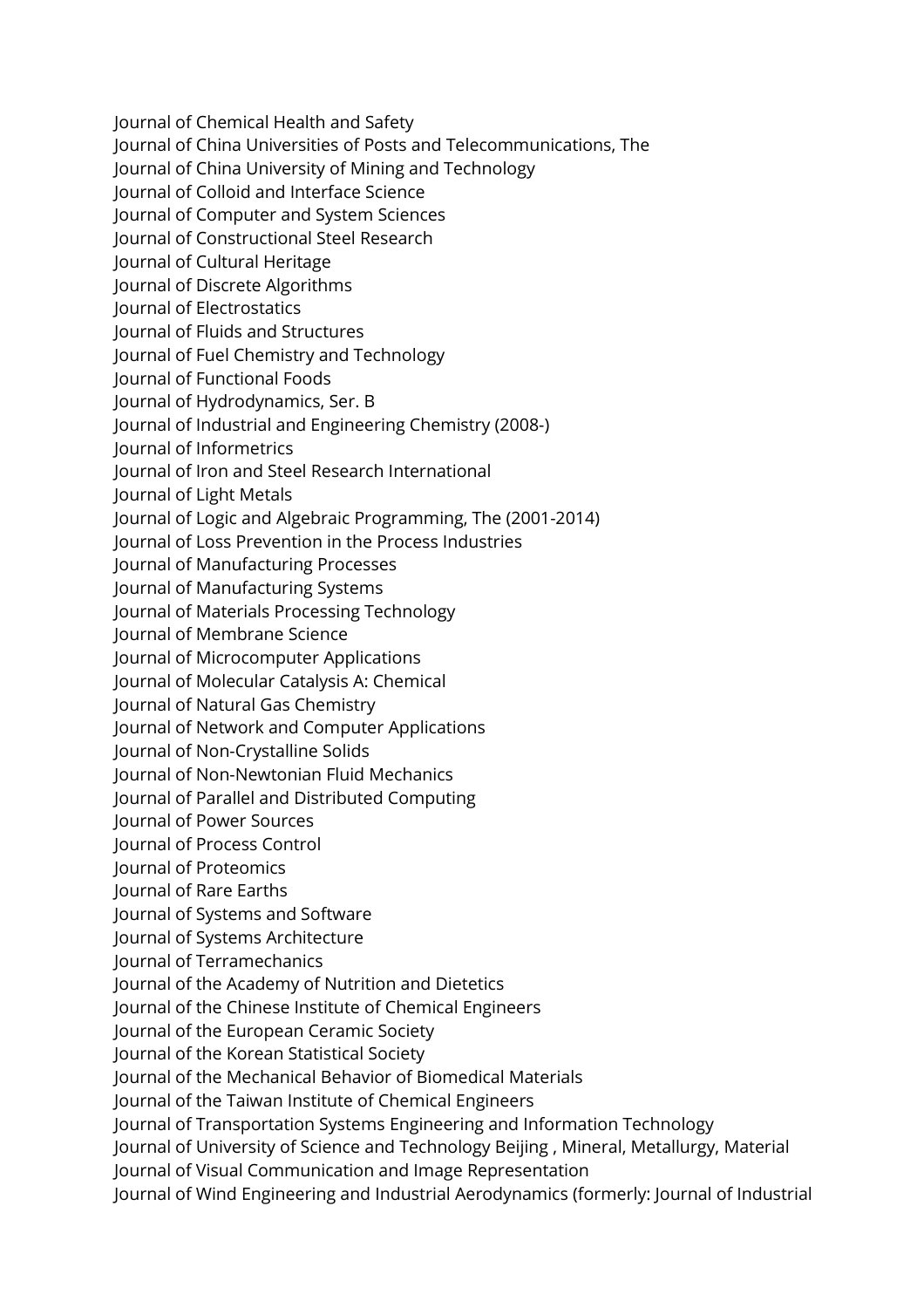Journal of Chemical Health and Safety
Journal of China Universities of Posts and Telecommunications, The
Journal of China University of Mining and Technology
Journal of Colloid and Interface Science
Journal of Computer and System Sciences
Journal of Constructional Steel Research
Journal of Cultural Heritage
Journal of Discrete Algorithms
Journal of Electrostatics
Journal of Fluids and Structures
Journal of Fuel Chemistry and Technology
Journal of Functional Foods
Journal of Hydrodynamics, Ser. B
Journal of Industrial and Engineering Chemistry (2008-)
Journal of Informetrics
Journal of Iron and Steel Research International
Journal of Light Metals
Journal of Logic and Algebraic Programming, The (2001-2014)
Journal of Loss Prevention in the Process Industries
Journal of Manufacturing Processes
Journal of Manufacturing Systems
Journal of Materials Processing Technology
Journal of Membrane Science
Journal of Microcomputer Applications
Journal of Molecular Catalysis A: Chemical
Journal of Natural Gas Chemistry
Journal of Network and Computer Applications
Journal of Non-Crystalline Solids
Journal of Non-Newtonian Fluid Mechanics
Journal of Parallel and Distributed Computing
Journal of Power Sources
Journal of Process Control
Journal of Proteomics
Journal of Rare Earths
Journal of Systems and Software
Journal of Systems Architecture
Journal of Terramechanics
Journal of the Academy of Nutrition and Dietetics
Journal of the Chinese Institute of Chemical Engineers
Journal of the European Ceramic Society
Journal of the Korean Statistical Society
Journal of the Mechanical Behavior of Biomedical Materials
Journal of the Taiwan Institute of Chemical Engineers
Journal of Transportation Systems Engineering and Information Technology
Journal of University of Science and Technology Beijing , Mineral, Metallurgy, Material
Journal of Visual Communication and Image Representation
Journal of Wind Engineering and Industrial Aerodynamics (formerly: Journal of Industrial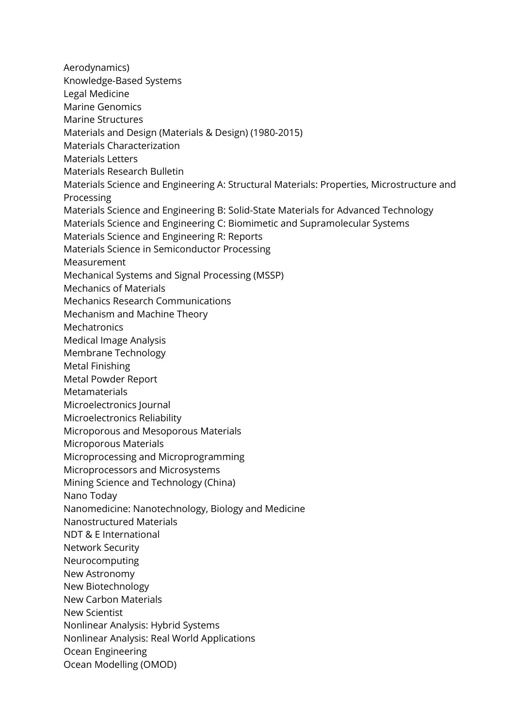Aerodynamics)
Knowledge-Based Systems
Legal Medicine
Marine Genomics
Marine Structures
Materials and Design (Materials & Design) (1980-2015)
Materials Characterization
Materials Letters
Materials Research Bulletin
Materials Science and Engineering A: Structural Materials: Properties, Microstructure and Processing
Materials Science and Engineering B: Solid-State Materials for Advanced Technology
Materials Science and Engineering C: Biomimetic and Supramolecular Systems
Materials Science and Engineering R: Reports
Materials Science in Semiconductor Processing
Measurement
Mechanical Systems and Signal Processing (MSSP)
Mechanics of Materials
Mechanics Research Communications
Mechanism and Machine Theory
Mechatronics
Medical Image Analysis
Membrane Technology
Metal Finishing
Metal Powder Report
Metamaterials
Microelectronics Journal
Microelectronics Reliability
Microporous and Mesoporous Materials
Microporous Materials
Microprocessing and Microprogramming
Microprocessors and Microsystems
Mining Science and Technology (China)
Nano Today
Nanomedicine: Nanotechnology, Biology and Medicine
Nanostructured Materials
NDT & E International
Network Security
Neurocomputing
New Astronomy
New Biotechnology
New Carbon Materials
New Scientist
Nonlinear Analysis: Hybrid Systems
Nonlinear Analysis: Real World Applications
Ocean Engineering
Ocean Modelling (OMOD)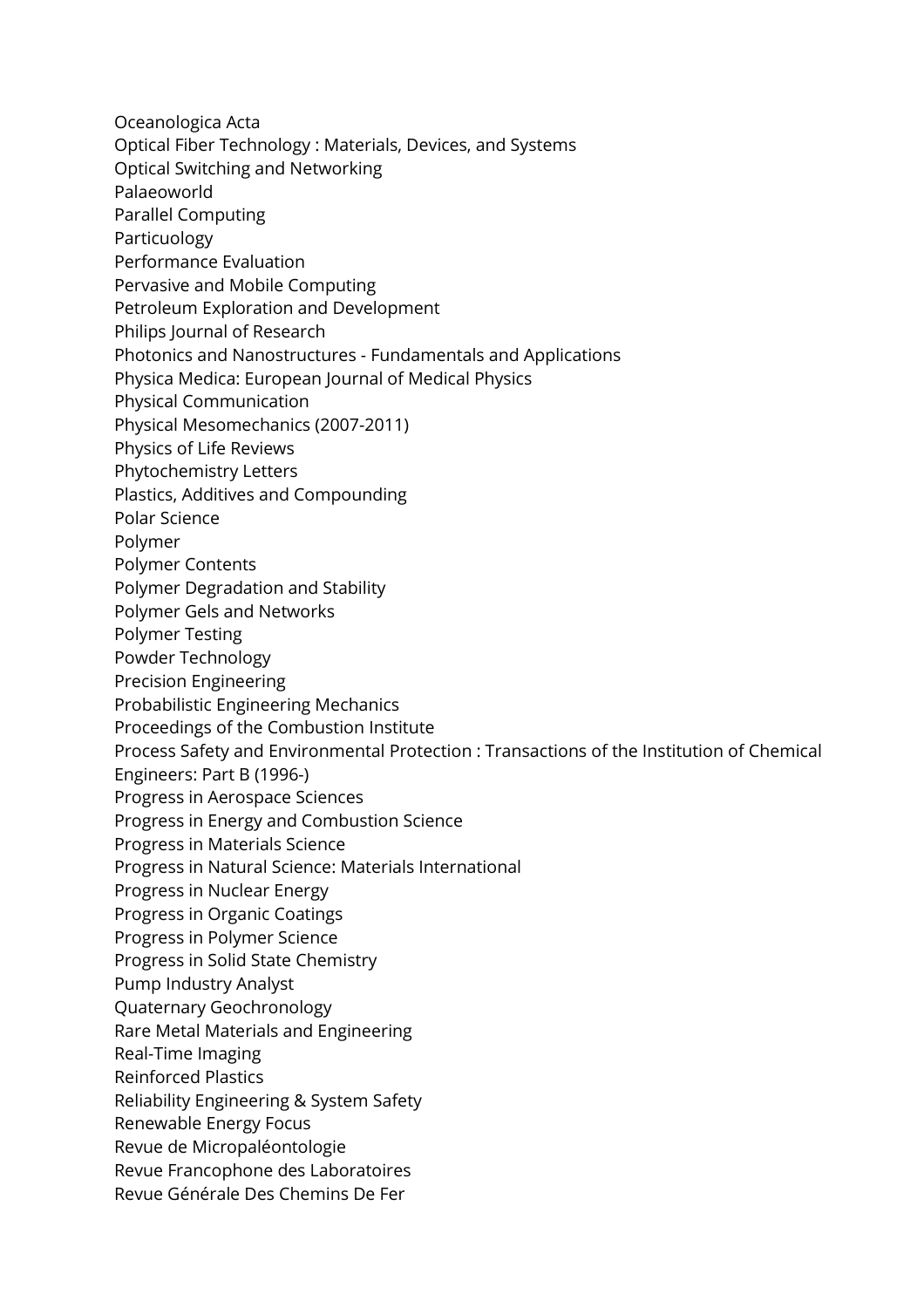Oceanologica Acta
Optical Fiber Technology : Materials, Devices, and Systems
Optical Switching and Networking
Palaeoworld
Parallel Computing
Particuology
Performance Evaluation
Pervasive and Mobile Computing
Petroleum Exploration and Development
Philips Journal of Research
Photonics and Nanostructures - Fundamentals and Applications
Physica Medica: European Journal of Medical Physics
Physical Communication
Physical Mesomechanics (2007-2011)
Physics of Life Reviews
Phytochemistry Letters
Plastics, Additives and Compounding
Polar Science
Polymer
Polymer Contents
Polymer Degradation and Stability
Polymer Gels and Networks
Polymer Testing
Powder Technology
Precision Engineering
Probabilistic Engineering Mechanics
Proceedings of the Combustion Institute
Process Safety and Environmental Protection : Transactions of the Institution of Chemical Engineers: Part B (1996-)
Progress in Aerospace Sciences
Progress in Energy and Combustion Science
Progress in Materials Science
Progress in Natural Science: Materials International
Progress in Nuclear Energy
Progress in Organic Coatings
Progress in Polymer Science
Progress in Solid State Chemistry
Pump Industry Analyst
Quaternary Geochronology
Rare Metal Materials and Engineering
Real-Time Imaging
Reinforced Plastics
Reliability Engineering & System Safety
Renewable Energy Focus
Revue de Micropaléontologie
Revue Francophone des Laboratoires
Revue Générale Des Chemins De Fer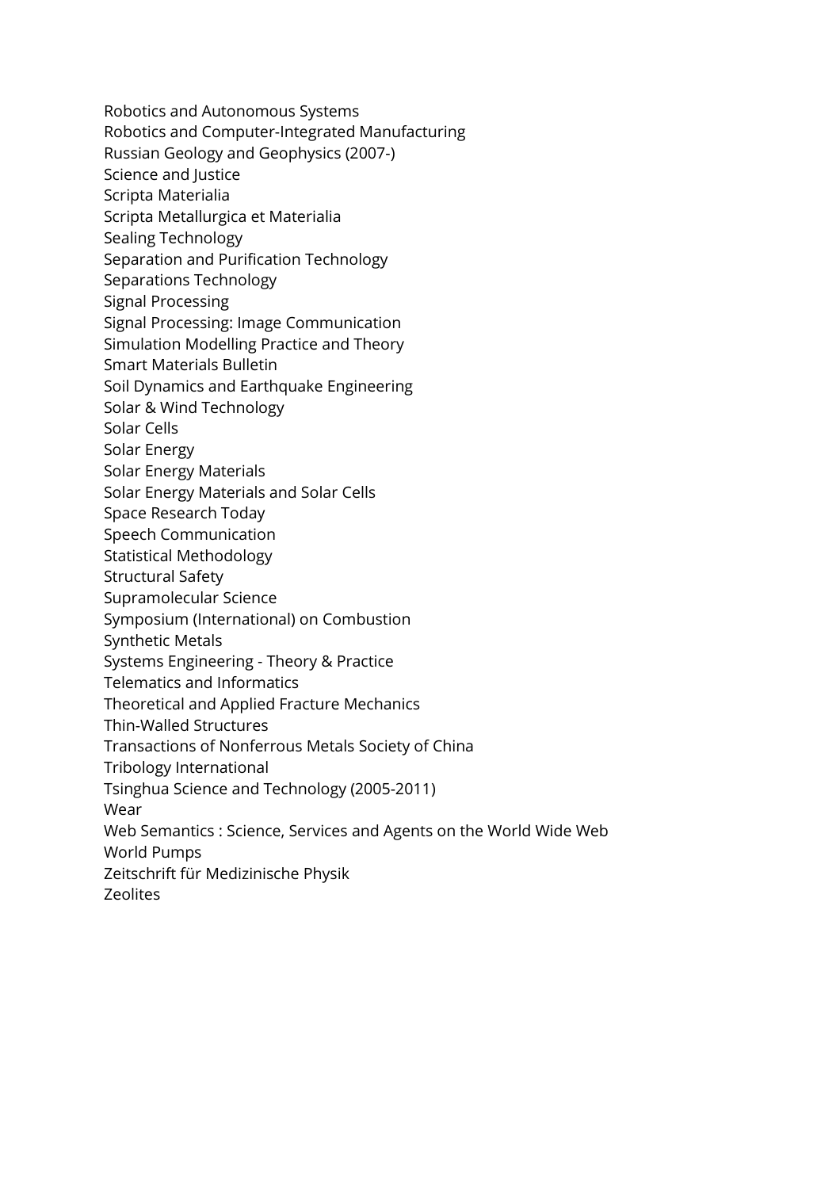Robotics and Autonomous Systems
Robotics and Computer-Integrated Manufacturing
Russian Geology and Geophysics (2007-)
Science and Justice
Scripta Materialia
Scripta Metallurgica et Materialia
Sealing Technology
Separation and Purification Technology
Separations Technology
Signal Processing
Signal Processing: Image Communication
Simulation Modelling Practice and Theory
Smart Materials Bulletin
Soil Dynamics and Earthquake Engineering
Solar & Wind Technology
Solar Cells
Solar Energy
Solar Energy Materials
Solar Energy Materials and Solar Cells
Space Research Today
Speech Communication
Statistical Methodology
Structural Safety
Supramolecular Science
Symposium (International) on Combustion
Synthetic Metals
Systems Engineering - Theory & Practice
Telematics and Informatics
Theoretical and Applied Fracture Mechanics
Thin-Walled Structures
Transactions of Nonferrous Metals Society of China
Tribology International
Tsinghua Science and Technology (2005-2011)
Wear
Web Semantics : Science, Services and Agents on the World Wide Web
World Pumps
Zeitschrift für Medizinische Physik
Zeolites